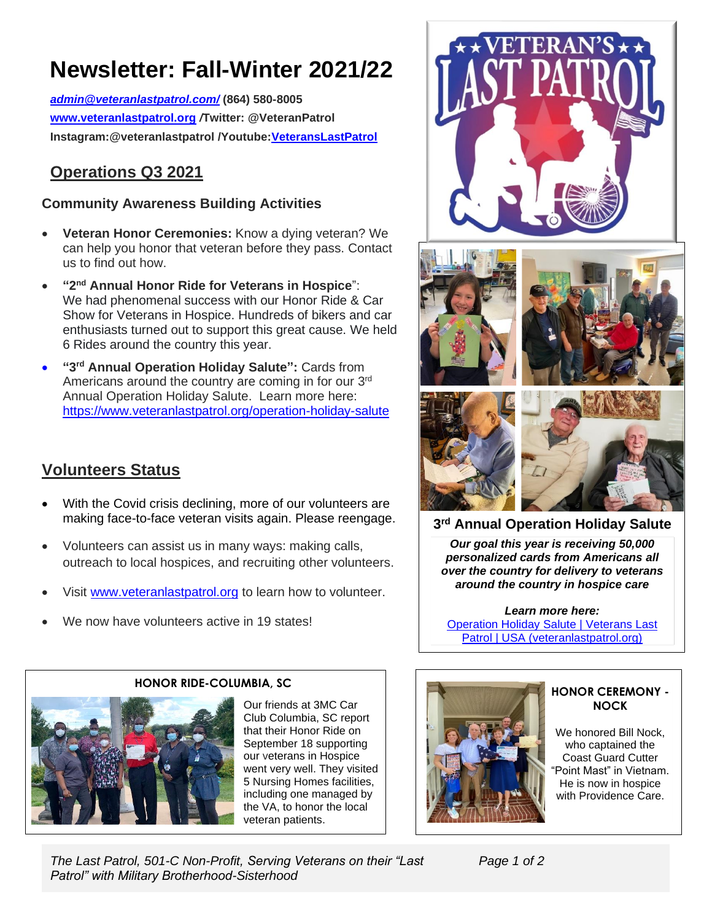# Newsletter: Fall-Winter 2021/22

***admin@veteranlastpatrol.com/*** **(864) 580-8005**
**www.veteranlastpatrol.org /Twitter: @VeteranPatrol**
**Instagram:@veteranlastpatrol /Youtube:VeteransLastPatrol**

## Operations Q3 2021

### Community Awareness Building Activities

- **Veteran Honor Ceremonies:** Know a dying veteran? We can help you honor that veteran before they pass. Contact us to find out how.
- **"2nd Annual Honor Ride for Veterans in Hospice"**: We had phenomenal success with our Honor Ride & Car Show for Veterans in Hospice. Hundreds of bikers and car enthusiasts turned out to support this great cause. We held 6 Rides around the country this year.
- **"3rd Annual Operation Holiday Salute":** Cards from Americans around the country are coming in for our 3rd Annual Operation Holiday Salute. Learn more here: https://www.veteranlastpatrol.org/operation-holiday-salute

## Volunteers Status

- With the Covid crisis declining, more of our volunteers are making face-to-face veteran visits again. Please reengage.
- Volunteers can assist us in many ways: making calls, outreach to local hospices, and recruiting other volunteers.
- Visit www.veteranlastpatrol.org to learn how to volunteer.
- We now have volunteers active in 19 states!

**VETERAN'S LAST PATROL**

### 3rd Annual Operation Holiday Salute

***Our goal this year is receiving 50,000 personalized cards from Americans all over the country for delivery to veterans around the country in hospice care***

***Learn more here:***
Operation Holiday Salute | Veterans Last Patrol | USA (veteranlastpatrol.org)

### HONOR RIDE-COLUMBIA, SC

Our friends at 3MC Car Club Columbia, SC report that their Honor Ride on September 18 supporting our veterans in Hospice went very well. They visited 5 Nursing Homes facilities, including one managed by the VA, to honor the local veteran patients.

### HONOR CEREMONY - NOCK

We honored Bill Nock, who captained the Coast Guard Cutter "Point Mast" in Vietnam. He is now in hospice with Providence Care.

*The Last Patrol, 501-C Non-Profit, Serving Veterans on their "Last Patrol" with Military Brotherhood-Sisterhood*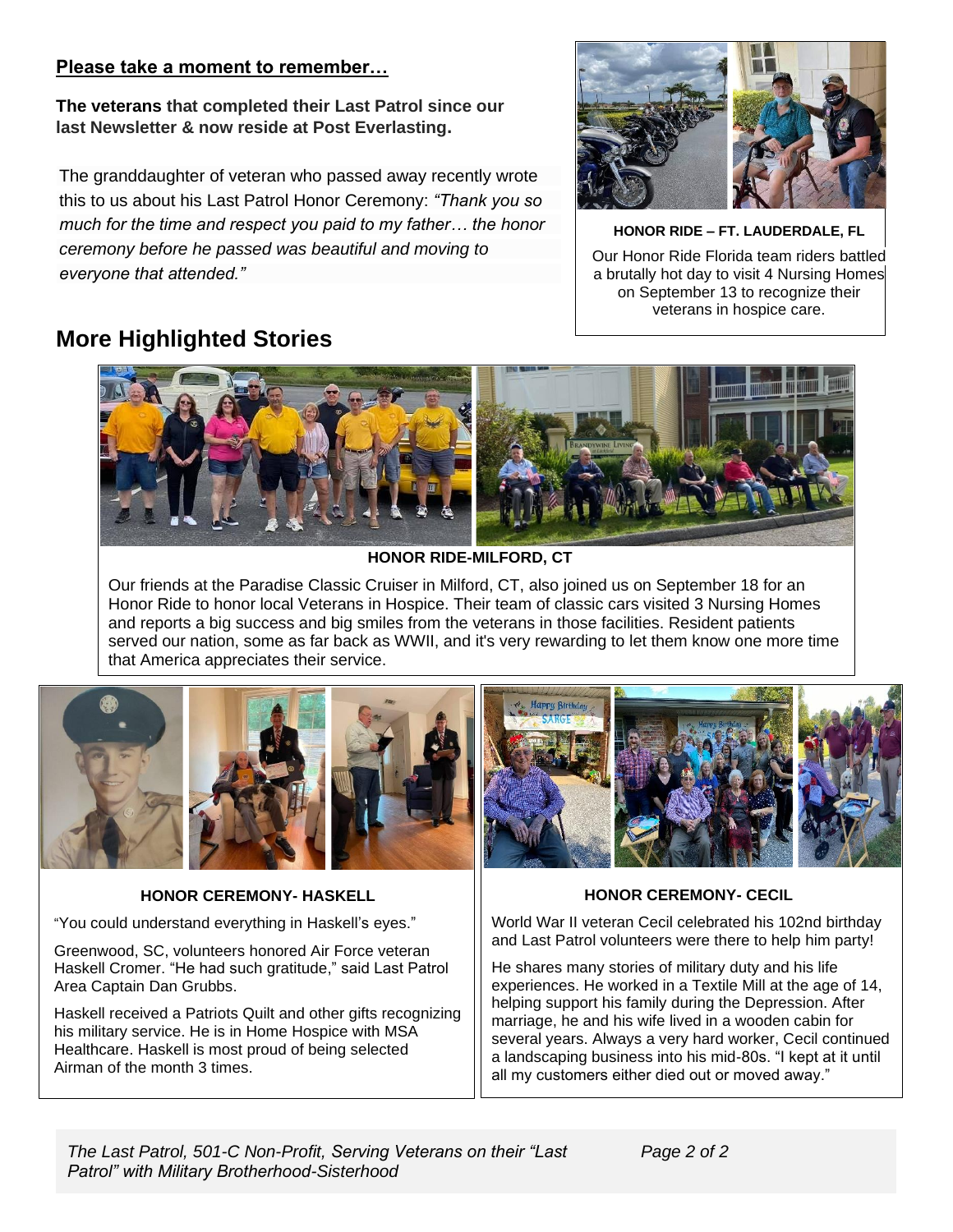**Please take a moment to remember…**

**The veterans that completed their Last Patrol since our last Newsletter & now reside at Post Everlasting.**

The granddaughter of veteran who passed away recently wrote this to us about his Last Patrol Honor Ceremony: *"Thank you so much for the time and respect you paid to my father… the honor ceremony before he passed was beautiful and moving to everyone that attended."*

**HONOR RIDE – FT. LAUDERDALE, FL**

Our Honor Ride Florida team riders battled a brutally hot day to visit 4 Nursing Homes on September 13 to recognize their veterans in hospice care.

## More Highlighted Stories

**HONOR RIDE-MILFORD, CT**

Our friends at the Paradise Classic Cruiser in Milford, CT, also joined us on September 18 for an Honor Ride to honor local Veterans in Hospice. Their team of classic cars visited 3 Nursing Homes and reports a big success and big smiles from the veterans in those facilities. Resident patients served our nation, some as far back as WWII, and it's very rewarding to let them know one more time that America appreciates their service.

**HONOR CEREMONY- HASKELL**

"You could understand everything in Haskell's eyes."

Greenwood, SC, volunteers honored Air Force veteran Haskell Cromer. "He had such gratitude," said Last Patrol Area Captain Dan Grubbs.

Haskell received a Patriots Quilt and other gifts recognizing his military service. He is in Home Hospice with MSA Healthcare. Haskell is most proud of being selected Airman of the month 3 times.

**HONOR CEREMONY- CECIL**

World War II veteran Cecil celebrated his 102nd birthday and Last Patrol volunteers were there to help him party!

He shares many stories of military duty and his life experiences. He worked in a Textile Mill at the age of 14, helping support his family during the Depression. After marriage, he and his wife lived in a wooden cabin for several years. Always a very hard worker, Cecil continued a landscaping business into his mid-80s. "I kept at it until all my customers either died out or moved away."

*The Last Patrol, 501-C Non-Profit, Serving Veterans on their "Last Patrol" with Military Brotherhood-Sisterhood*